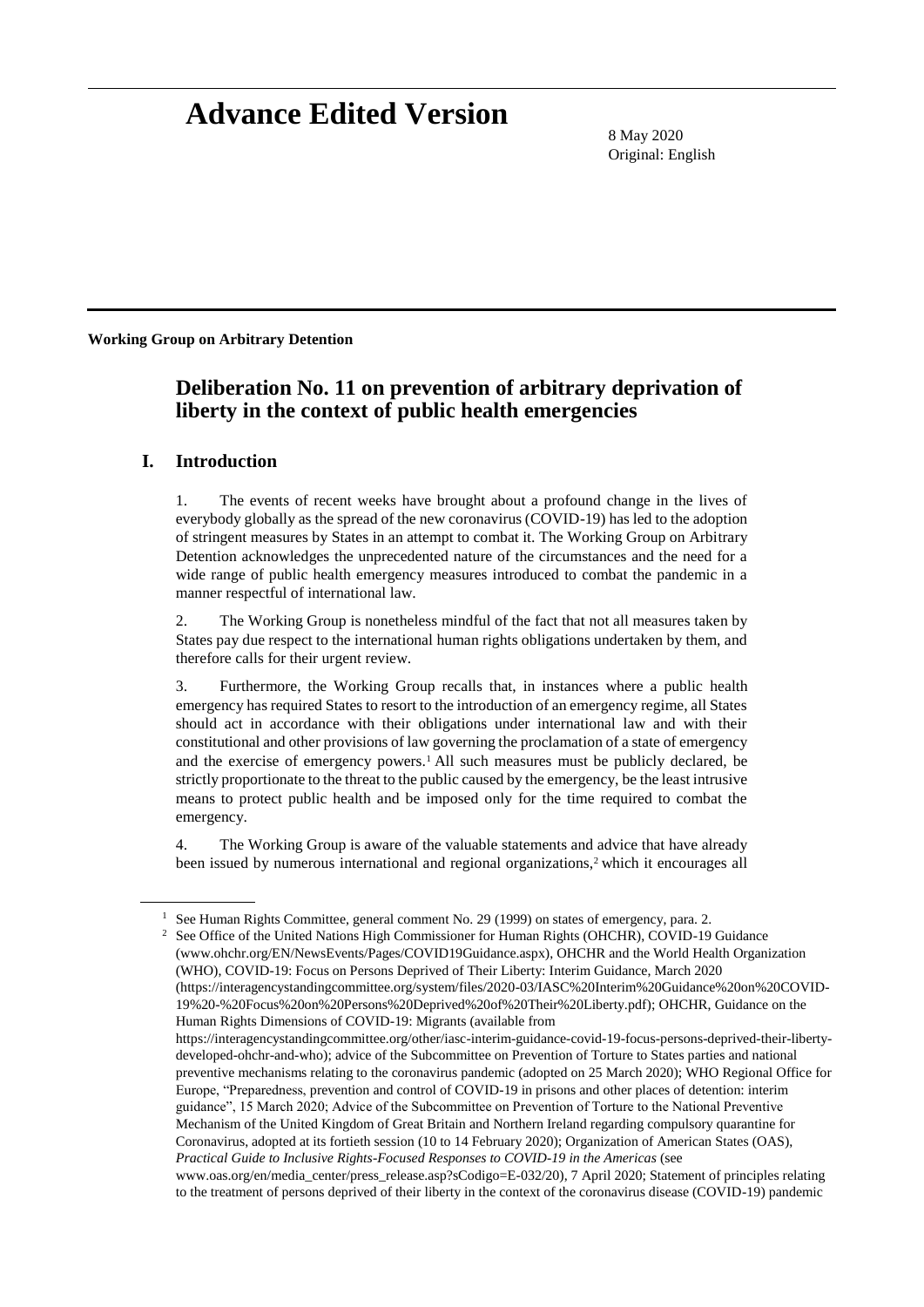# Advance Edited Version

8 May 2020
Original: English

**Working Group on Arbitrary Detention**

## Deliberation No. 11 on prevention of arbitrary deprivation of liberty in the context of public health emergencies

### I. Introduction

1. The events of recent weeks have brought about a profound change in the lives of everybody globally as the spread of the new coronavirus (COVID-19) has led to the adoption of stringent measures by States in an attempt to combat it. The Working Group on Arbitrary Detention acknowledges the unprecedented nature of the circumstances and the need for a wide range of public health emergency measures introduced to combat the pandemic in a manner respectful of international law.

2. The Working Group is nonetheless mindful of the fact that not all measures taken by States pay due respect to the international human rights obligations undertaken by them, and therefore calls for their urgent review.

3. Furthermore, the Working Group recalls that, in instances where a public health emergency has required States to resort to the introduction of an emergency regime, all States should act in accordance with their obligations under international law and with their constitutional and other provisions of law governing the proclamation of a state of emergency and the exercise of emergency powers.[1] All such measures must be publicly declared, be strictly proportionate to the threat to the public caused by the emergency, be the least intrusive means to protect public health and be imposed only for the time required to combat the emergency.

4. The Working Group is aware of the valuable statements and advice that have already been issued by numerous international and regional organizations,[2] which it encourages all

[1] See Human Rights Committee, general comment No. 29 (1999) on states of emergency, para. 2.

[2] See Office of the United Nations High Commissioner for Human Rights (OHCHR), COVID-19 Guidance (www.ohchr.org/EN/NewsEvents/Pages/COVID19Guidance.aspx), OHCHR and the World Health Organization (WHO), COVID-19: Focus on Persons Deprived of Their Liberty: Interim Guidance, March 2020 (https://interagencystandingcommittee.org/system/files/2020-03/IASC%20Interim%20Guidance%20on%20COVID-19%20-%20Focus%20on%20Persons%20Deprived%20of%20Their%20Liberty.pdf); OHCHR, Guidance on the Human Rights Dimensions of COVID-19: Migrants (available from https://interagencystandingcommittee.org/other/iasc-interim-guidance-covid-19-focus-persons-deprived-their-liberty-developed-ohchr-and-who); advice of the Subcommittee on Prevention of Torture to States parties and national preventive mechanisms relating to the coronavirus pandemic (adopted on 25 March 2020); WHO Regional Office for Europe, "Preparedness, prevention and control of COVID-19 in prisons and other places of detention: interim guidance", 15 March 2020; Advice of the Subcommittee on Prevention of Torture to the National Preventive Mechanism of the United Kingdom of Great Britain and Northern Ireland regarding compulsory quarantine for Coronavirus, adopted at its fortieth session (10 to 14 February 2020); Organization of American States (OAS), *Practical Guide to Inclusive Rights-Focused Responses to COVID-19 in the Americas* (see www.oas.org/en/media_center/press_release.asp?sCodigo=E-032/20), 7 April 2020; Statement of principles relating to the treatment of persons deprived of their liberty in the context of the coronavirus disease (COVID-19) pandemic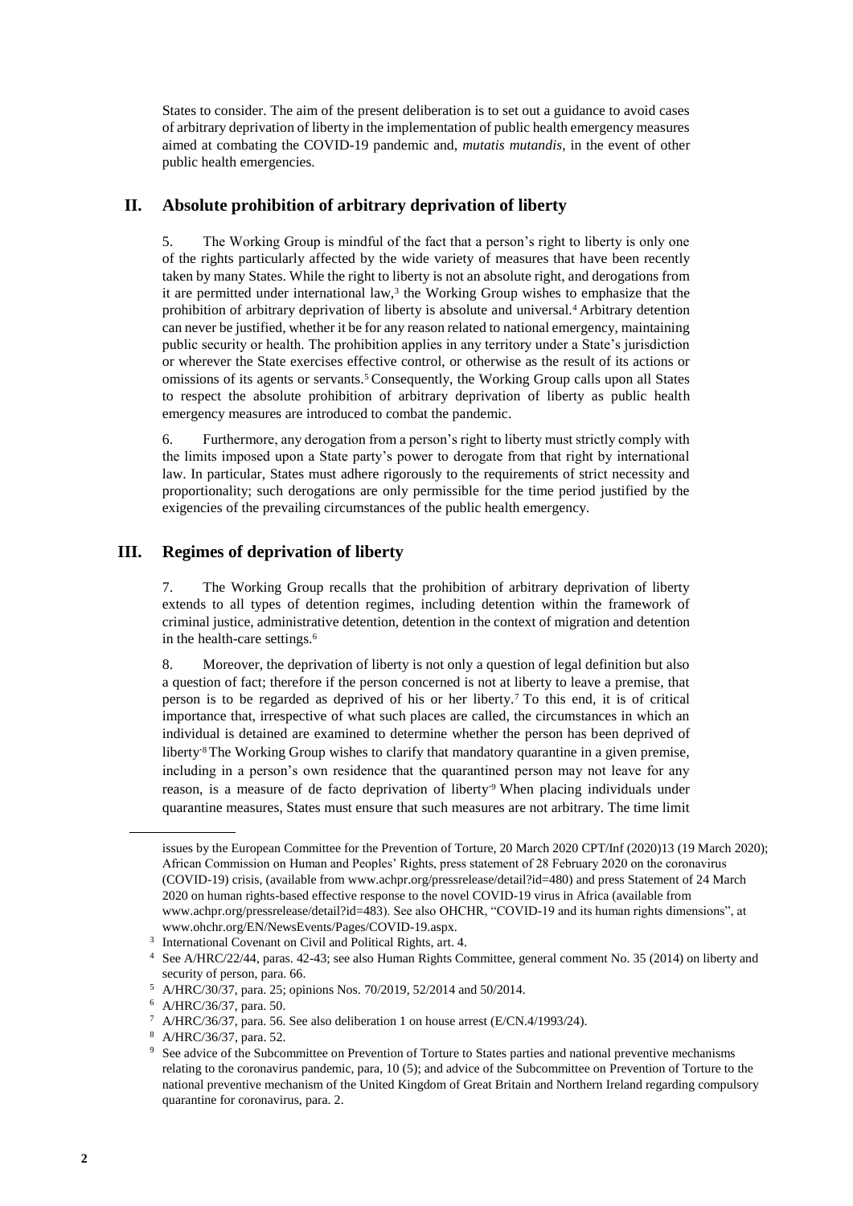States to consider. The aim of the present deliberation is to set out a guidance to avoid cases of arbitrary deprivation of liberty in the implementation of public health emergency measures aimed at combating the COVID-19 pandemic and, *mutatis mutandis*, in the event of other public health emergencies.

## II. Absolute prohibition of arbitrary deprivation of liberty

5. The Working Group is mindful of the fact that a person's right to liberty is only one of the rights particularly affected by the wide variety of measures that have been recently taken by many States. While the right to liberty is not an absolute right, and derogations from it are permitted under international law,[3] the Working Group wishes to emphasize that the prohibition of arbitrary deprivation of liberty is absolute and universal.[4] Arbitrary detention can never be justified, whether it be for any reason related to national emergency, maintaining public security or health. The prohibition applies in any territory under a State's jurisdiction or wherever the State exercises effective control, or otherwise as the result of its actions or omissions of its agents or servants.[5] Consequently, the Working Group calls upon all States to respect the absolute prohibition of arbitrary deprivation of liberty as public health emergency measures are introduced to combat the pandemic.

6. Furthermore, any derogation from a person's right to liberty must strictly comply with the limits imposed upon a State party's power to derogate from that right by international law. In particular, States must adhere rigorously to the requirements of strict necessity and proportionality; such derogations are only permissible for the time period justified by the exigencies of the prevailing circumstances of the public health emergency.

## III. Regimes of deprivation of liberty

7. The Working Group recalls that the prohibition of arbitrary deprivation of liberty extends to all types of detention regimes, including detention within the framework of criminal justice, administrative detention, detention in the context of migration and detention in the health-care settings.[6]

8. Moreover, the deprivation of liberty is not only a question of legal definition but also a question of fact; therefore if the person concerned is not at liberty to leave a premise, that person is to be regarded as deprived of his or her liberty.[7] To this end, it is of critical importance that, irrespective of what such places are called, the circumstances in which an individual is detained are examined to determine whether the person has been deprived of liberty.[8] The Working Group wishes to clarify that mandatory quarantine in a given premise, including in a person's own residence that the quarantined person may not leave for any reason, is a measure of de facto deprivation of liberty.[9] When placing individuals under quarantine measures, States must ensure that such measures are not arbitrary. The time limit

---

issues by the European Committee for the Prevention of Torture, 20 March 2020 CPT/Inf (2020)13 (19 March 2020); African Commission on Human and Peoples' Rights, press statement of 28 February 2020 on the coronavirus (COVID-19) crisis, (available from www.achpr.org/pressrelease/detail?id=480) and press Statement of 24 March 2020 on human rights-based effective response to the novel COVID-19 virus in Africa (available from www.achpr.org/pressrelease/detail?id=483). See also OHCHR, "COVID-19 and its human rights dimensions", at www.ohchr.org/EN/NewsEvents/Pages/COVID-19.aspx.

[3] International Covenant on Civil and Political Rights, art. 4.

[4] See A/HRC/22/44, paras. 42-43; see also Human Rights Committee, general comment No. 35 (2014) on liberty and security of person, para. 66.

[5] A/HRC/30/37, para. 25; opinions Nos. 70/2019, 52/2014 and 50/2014.

[6] A/HRC/36/37, para. 50.

[7] A/HRC/36/37, para. 56. See also deliberation 1 on house arrest (E/CN.4/1993/24).

[8] A/HRC/36/37, para. 52.

[9] See advice of the Subcommittee on Prevention of Torture to States parties and national preventive mechanisms relating to the coronavirus pandemic, para, 10 (5); and advice of the Subcommittee on Prevention of Torture to the national preventive mechanism of the United Kingdom of Great Britain and Northern Ireland regarding compulsory quarantine for coronavirus, para. 2.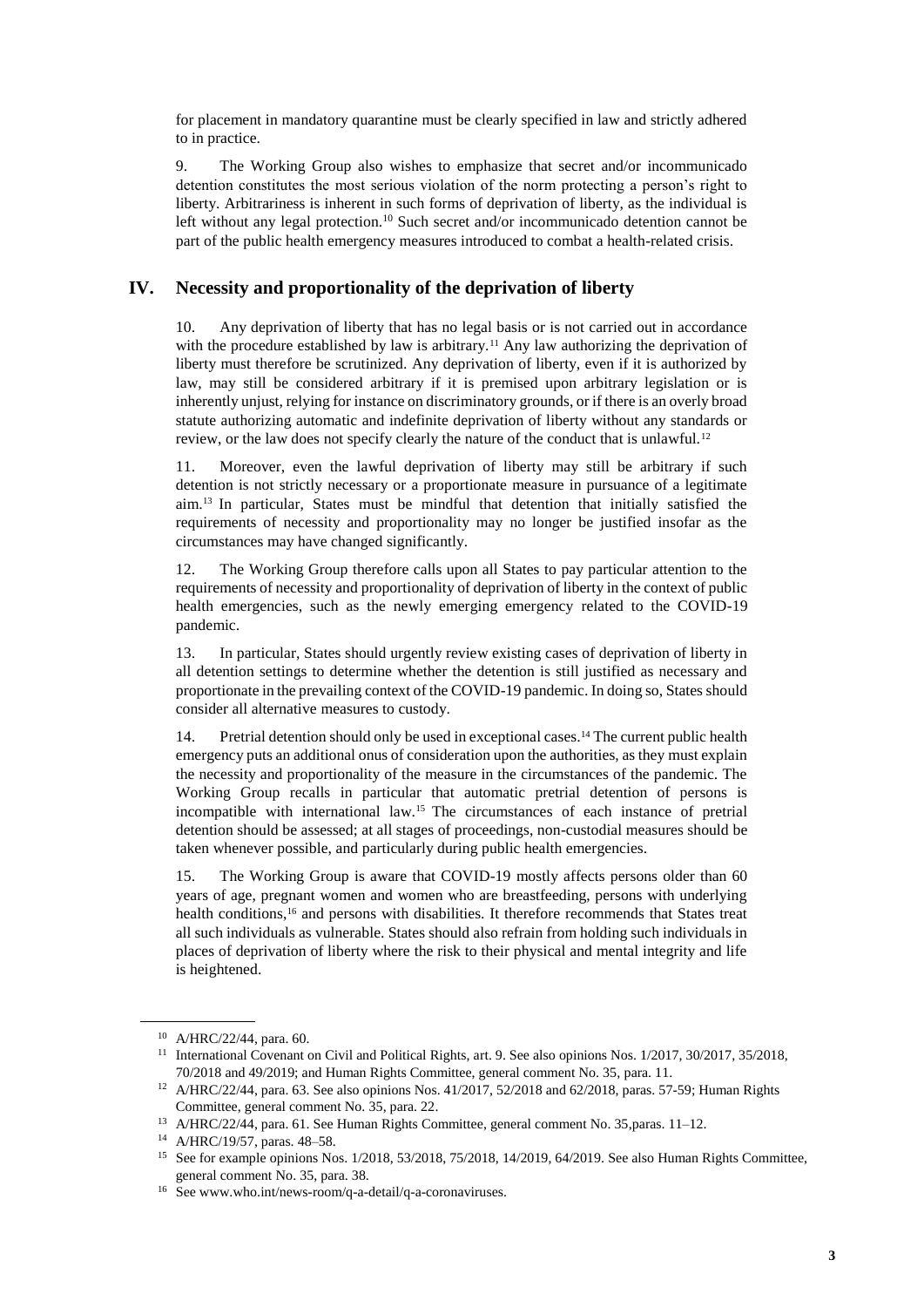for placement in mandatory quarantine must be clearly specified in law and strictly adhered to in practice.

9. The Working Group also wishes to emphasize that secret and/or incommunicado detention constitutes the most serious violation of the norm protecting a person's right to liberty. Arbitrariness is inherent in such forms of deprivation of liberty, as the individual is left without any legal protection.[10] Such secret and/or incommunicado detention cannot be part of the public health emergency measures introduced to combat a health-related crisis.

## IV. Necessity and proportionality of the deprivation of liberty

10. Any deprivation of liberty that has no legal basis or is not carried out in accordance with the procedure established by law is arbitrary.[11] Any law authorizing the deprivation of liberty must therefore be scrutinized. Any deprivation of liberty, even if it is authorized by law, may still be considered arbitrary if it is premised upon arbitrary legislation or is inherently unjust, relying for instance on discriminatory grounds, or if there is an overly broad statute authorizing automatic and indefinite deprivation of liberty without any standards or review, or the law does not specify clearly the nature of the conduct that is unlawful.[12]

11. Moreover, even the lawful deprivation of liberty may still be arbitrary if such detention is not strictly necessary or a proportionate measure in pursuance of a legitimate aim.[13] In particular, States must be mindful that detention that initially satisfied the requirements of necessity and proportionality may no longer be justified insofar as the circumstances may have changed significantly.

12. The Working Group therefore calls upon all States to pay particular attention to the requirements of necessity and proportionality of deprivation of liberty in the context of public health emergencies, such as the newly emerging emergency related to the COVID-19 pandemic.

13. In particular, States should urgently review existing cases of deprivation of liberty in all detention settings to determine whether the detention is still justified as necessary and proportionate in the prevailing context of the COVID-19 pandemic. In doing so, States should consider all alternative measures to custody.

14. Pretrial detention should only be used in exceptional cases.[14] The current public health emergency puts an additional onus of consideration upon the authorities, as they must explain the necessity and proportionality of the measure in the circumstances of the pandemic. The Working Group recalls in particular that automatic pretrial detention of persons is incompatible with international law.[15] The circumstances of each instance of pretrial detention should be assessed; at all stages of proceedings, non-custodial measures should be taken whenever possible, and particularly during public health emergencies.

15. The Working Group is aware that COVID-19 mostly affects persons older than 60 years of age, pregnant women and women who are breastfeeding, persons with underlying health conditions,[16] and persons with disabilities. It therefore recommends that States treat all such individuals as vulnerable. States should also refrain from holding such individuals in places of deprivation of liberty where the risk to their physical and mental integrity and life is heightened.

---

[10] A/HRC/22/44, para. 60.

[11] International Covenant on Civil and Political Rights, art. 9. See also opinions Nos. 1/2017, 30/2017, 35/2018, 70/2018 and 49/2019; and Human Rights Committee, general comment No. 35, para. 11.

[12] A/HRC/22/44, para. 63. See also opinions Nos. 41/2017, 52/2018 and 62/2018, paras. 57-59; Human Rights Committee, general comment No. 35, para. 22.

[13] A/HRC/22/44, para. 61. See Human Rights Committee, general comment No. 35,paras. 11–12.

[14] A/HRC/19/57, paras. 48–58.

[15] See for example opinions Nos. 1/2018, 53/2018, 75/2018, 14/2019, 64/2019. See also Human Rights Committee, general comment No. 35, para. 38.

[16] See www.who.int/news-room/q-a-detail/q-a-coronaviruses.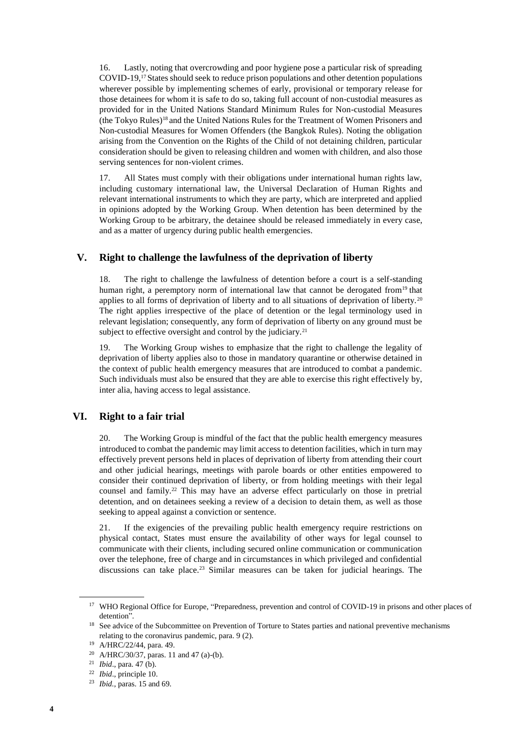16. Lastly, noting that overcrowding and poor hygiene pose a particular risk of spreading COVID-19,[17] States should seek to reduce prison populations and other detention populations wherever possible by implementing schemes of early, provisional or temporary release for those detainees for whom it is safe to do so, taking full account of non-custodial measures as provided for in the United Nations Standard Minimum Rules for Non-custodial Measures (the Tokyo Rules)[18] and the United Nations Rules for the Treatment of Women Prisoners and Non-custodial Measures for Women Offenders (the Bangkok Rules). Noting the obligation arising from the Convention on the Rights of the Child of not detaining children, particular consideration should be given to releasing children and women with children, and also those serving sentences for non-violent crimes.

17. All States must comply with their obligations under international human rights law, including customary international law, the Universal Declaration of Human Rights and relevant international instruments to which they are party, which are interpreted and applied in opinions adopted by the Working Group. When detention has been determined by the Working Group to be arbitrary, the detainee should be released immediately in every case, and as a matter of urgency during public health emergencies.

## V. Right to challenge the lawfulness of the deprivation of liberty

18. The right to challenge the lawfulness of detention before a court is a self-standing human right, a peremptory norm of international law that cannot be derogated from[19] that applies to all forms of deprivation of liberty and to all situations of deprivation of liberty.[20] The right applies irrespective of the place of detention or the legal terminology used in relevant legislation; consequently, any form of deprivation of liberty on any ground must be subject to effective oversight and control by the judiciary.[21]

19. The Working Group wishes to emphasize that the right to challenge the legality of deprivation of liberty applies also to those in mandatory quarantine or otherwise detained in the context of public health emergency measures that are introduced to combat a pandemic. Such individuals must also be ensured that they are able to exercise this right effectively by, inter alia, having access to legal assistance.

## VI. Right to a fair trial

20. The Working Group is mindful of the fact that the public health emergency measures introduced to combat the pandemic may limit access to detention facilities, which in turn may effectively prevent persons held in places of deprivation of liberty from attending their court and other judicial hearings, meetings with parole boards or other entities empowered to consider their continued deprivation of liberty, or from holding meetings with their legal counsel and family.[22] This may have an adverse effect particularly on those in pretrial detention, and on detainees seeking a review of a decision to detain them, as well as those seeking to appeal against a conviction or sentence.

21. If the exigencies of the prevailing public health emergency require restrictions on physical contact, States must ensure the availability of other ways for legal counsel to communicate with their clients, including secured online communication or communication over the telephone, free of charge and in circumstances in which privileged and confidential discussions can take place.[23] Similar measures can be taken for judicial hearings. The

---

[17] WHO Regional Office for Europe, "Preparedness, prevention and control of COVID-19 in prisons and other places of detention".

[18] See advice of the Subcommittee on Prevention of Torture to States parties and national preventive mechanisms relating to the coronavirus pandemic, para. 9 (2).

[19] A/HRC/22/44, para. 49.

[20] A/HRC/30/37, paras. 11 and 47 (a)-(b).

[21] *Ibid*., para. 47 (b).

[22] *Ibid*., principle 10.

[23] *Ibid.*, paras. 15 and 69.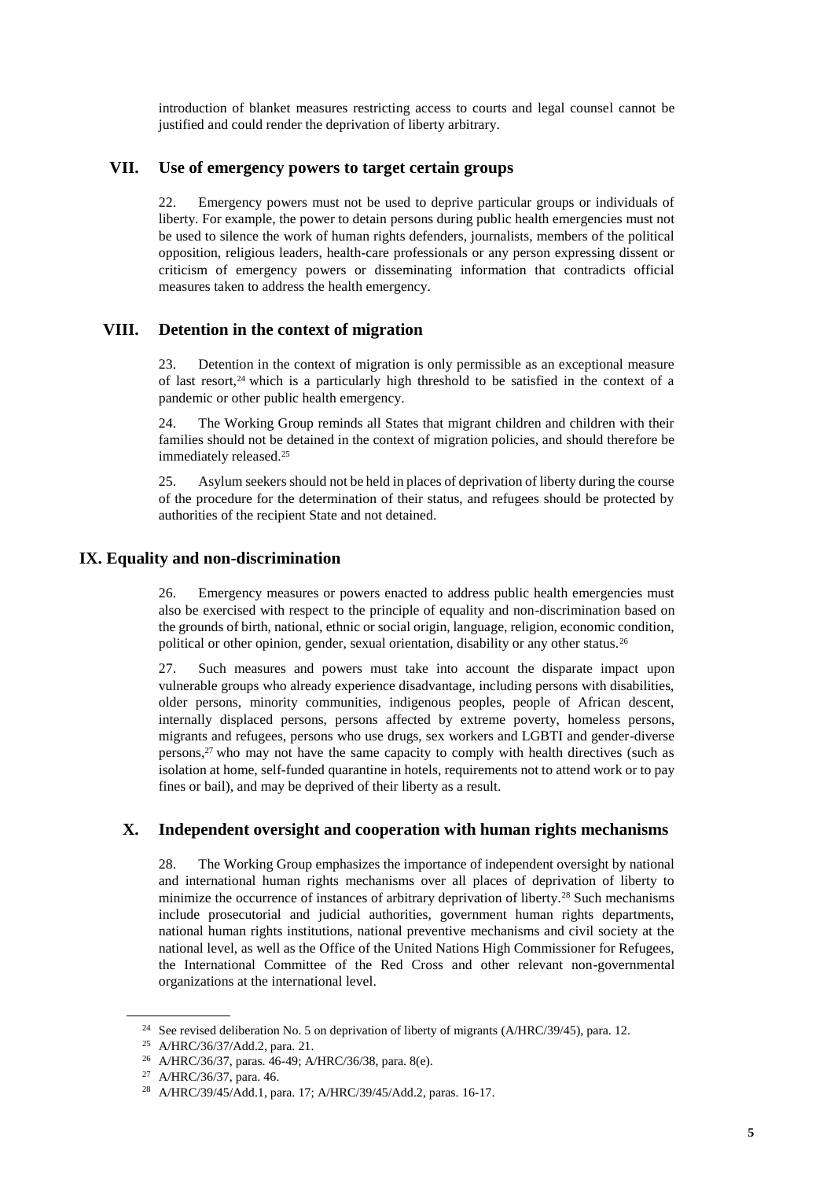introduction of blanket measures restricting access to courts and legal counsel cannot be justified and could render the deprivation of liberty arbitrary.

## VII. Use of emergency powers to target certain groups

22. Emergency powers must not be used to deprive particular groups or individuals of liberty. For example, the power to detain persons during public health emergencies must not be used to silence the work of human rights defenders, journalists, members of the political opposition, religious leaders, health-care professionals or any person expressing dissent or criticism of emergency powers or disseminating information that contradicts official measures taken to address the health emergency.

## VIII. Detention in the context of migration

23. Detention in the context of migration is only permissible as an exceptional measure of last resort,[24] which is a particularly high threshold to be satisfied in the context of a pandemic or other public health emergency.

24. The Working Group reminds all States that migrant children and children with their families should not be detained in the context of migration policies, and should therefore be immediately released.[25]

25. Asylum seekers should not be held in places of deprivation of liberty during the course of the procedure for the determination of their status, and refugees should be protected by authorities of the recipient State and not detained.

## IX. Equality and non-discrimination

26. Emergency measures or powers enacted to address public health emergencies must also be exercised with respect to the principle of equality and non-discrimination based on the grounds of birth, national, ethnic or social origin, language, religion, economic condition, political or other opinion, gender, sexual orientation, disability or any other status.[26]

27. Such measures and powers must take into account the disparate impact upon vulnerable groups who already experience disadvantage, including persons with disabilities, older persons, minority communities, indigenous peoples, people of African descent, internally displaced persons, persons affected by extreme poverty, homeless persons, migrants and refugees, persons who use drugs, sex workers and LGBTI and gender-diverse persons,[27] who may not have the same capacity to comply with health directives (such as isolation at home, self-funded quarantine in hotels, requirements not to attend work or to pay fines or bail), and may be deprived of their liberty as a result.

## X. Independent oversight and cooperation with human rights mechanisms

28. The Working Group emphasizes the importance of independent oversight by national and international human rights mechanisms over all places of deprivation of liberty to minimize the occurrence of instances of arbitrary deprivation of liberty.[28] Such mechanisms include prosecutorial and judicial authorities, government human rights departments, national human rights institutions, national preventive mechanisms and civil society at the national level, as well as the Office of the United Nations High Commissioner for Refugees, the International Committee of the Red Cross and other relevant non-governmental organizations at the international level.

---

[24] See revised deliberation No. 5 on deprivation of liberty of migrants (A/HRC/39/45), para. 12.

[25] A/HRC/36/37/Add.2, para. 21.

[26] A/HRC/36/37, paras. 46-49; A/HRC/36/38, para. 8(e).

[27] A/HRC/36/37, para. 46.

[28] A/HRC/39/45/Add.1, para. 17; A/HRC/39/45/Add.2, paras. 16-17.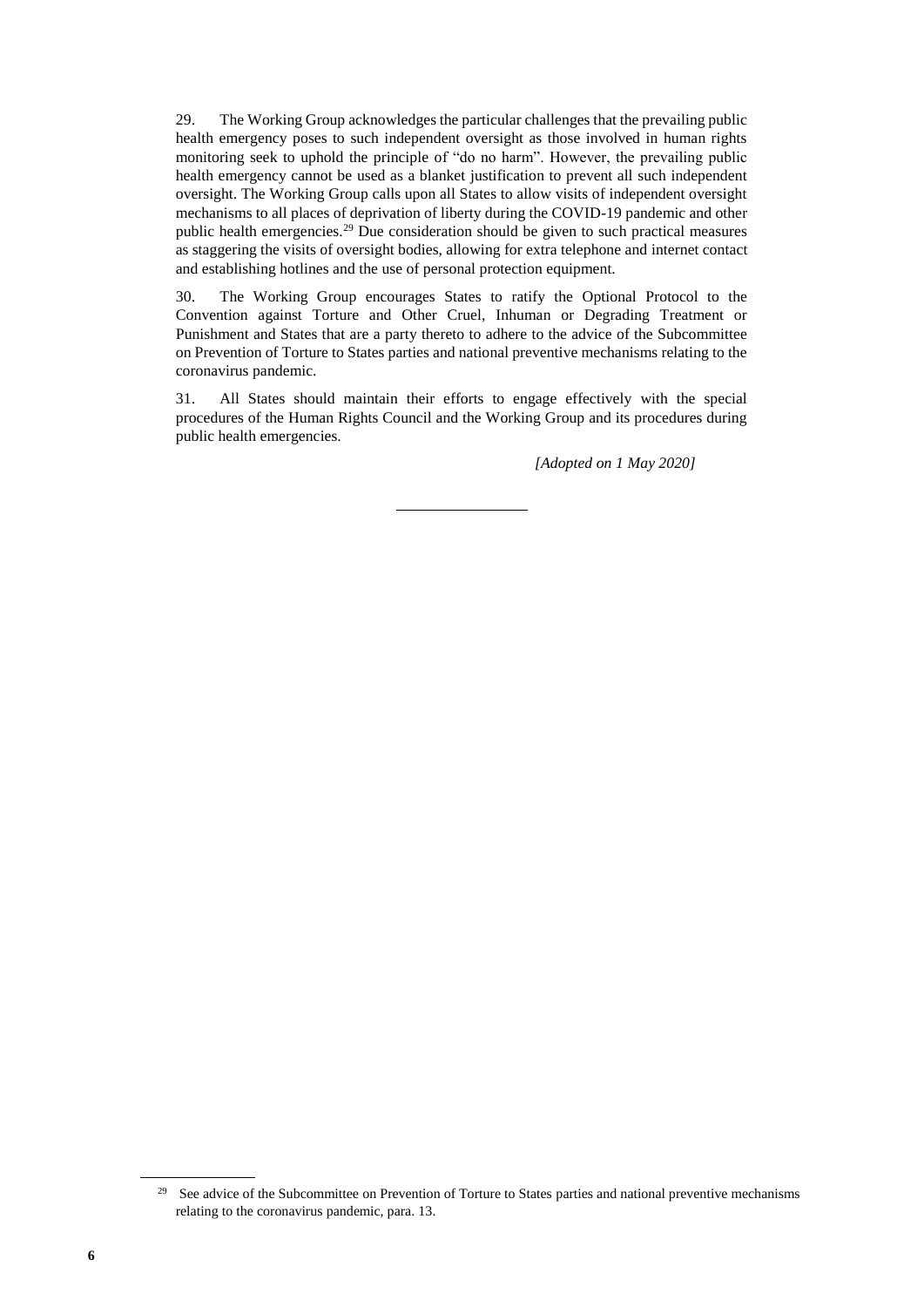29. The Working Group acknowledges the particular challenges that the prevailing public health emergency poses to such independent oversight as those involved in human rights monitoring seek to uphold the principle of "do no harm". However, the prevailing public health emergency cannot be used as a blanket justification to prevent all such independent oversight. The Working Group calls upon all States to allow visits of independent oversight mechanisms to all places of deprivation of liberty during the COVID-19 pandemic and other public health emergencies.[29] Due consideration should be given to such practical measures as staggering the visits of oversight bodies, allowing for extra telephone and internet contact and establishing hotlines and the use of personal protection equipment.

30. The Working Group encourages States to ratify the Optional Protocol to the Convention against Torture and Other Cruel, Inhuman or Degrading Treatment or Punishment and States that are a party thereto to adhere to the advice of the Subcommittee on Prevention of Torture to States parties and national preventive mechanisms relating to the coronavirus pandemic.

31. All States should maintain their efforts to engage effectively with the special procedures of the Human Rights Council and the Working Group and its procedures during public health emergencies.

*[Adopted on 1 May 2020]*

---

[29] See advice of the Subcommittee on Prevention of Torture to States parties and national preventive mechanisms relating to the coronavirus pandemic, para. 13.